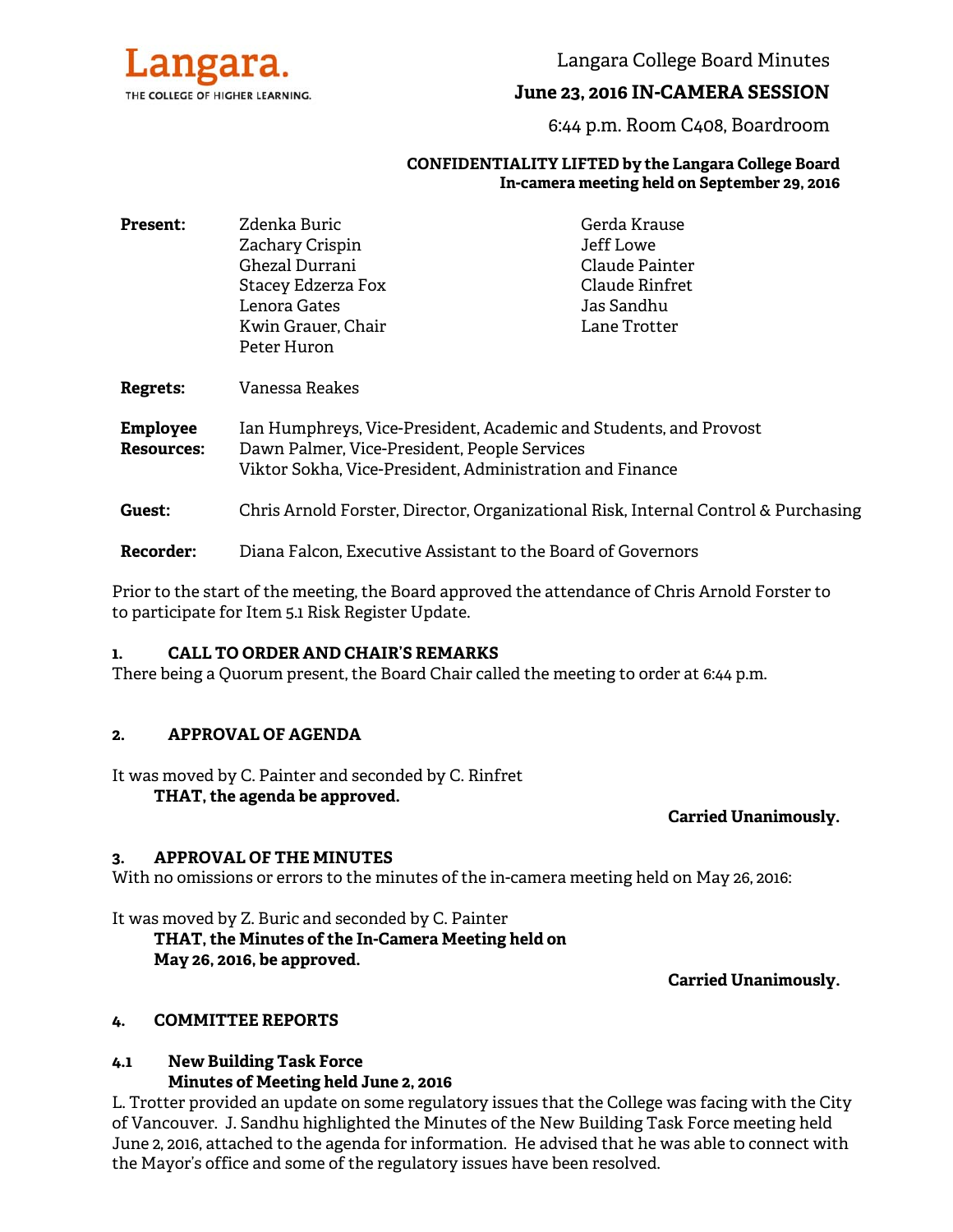Langara.
THE COLLEGE OF HIGHER LEARNING.

Langara College Board Minutes

**June 23, 2016 IN-CAMERA SESSION**

6:44 p.m. Room C408, Boardroom

**CONFIDENTIALITY LIFTED by the Langara College Board In-camera meeting held on September 29, 2016**

| | | |
|---|---|---|
| **Present:** | Zdenka Buric | Gerda Krause |
| | Zachary Crispin | Jeff Lowe |
| | Ghezal Durrani | Claude Painter |
| | Stacey Edzerza Fox | Claude Rinfret |
| | Lenora Gates | Jas Sandhu |
| | Kwin Grauer, Chair | Lane Trotter |
| | Peter Huron | |

**Regrets:** Vanessa Reakes

**Employee Resources:** Ian Humphreys, Vice-President, Academic and Students, and Provost
Dawn Palmer, Vice-President, People Services
Viktor Sokha, Vice-President, Administration and Finance

**Guest:** Chris Arnold Forster, Director, Organizational Risk, Internal Control & Purchasing

**Recorder:** Diana Falcon, Executive Assistant to the Board of Governors

Prior to the start of the meeting, the Board approved the attendance of Chris Arnold Forster to to participate for Item 5.1 Risk Register Update.

## 1. CALL TO ORDER AND CHAIR'S REMARKS

There being a Quorum present, the Board Chair called the meeting to order at 6:44 p.m.

## 2. APPROVAL OF AGENDA

It was moved by C. Painter and seconded by C. Rinfret

**THAT, the agenda be approved.**

**Carried Unanimously.**

## 3. APPROVAL OF THE MINUTES

With no omissions or errors to the minutes of the in-camera meeting held on May 26, 2016:

It was moved by Z. Buric and seconded by C. Painter

**THAT, the Minutes of the In-Camera Meeting held on May 26, 2016, be approved.**

**Carried Unanimously.**

## 4. COMMITTEE REPORTS

### 4.1 New Building Task Force Minutes of Meeting held June 2, 2016

L. Trotter provided an update on some regulatory issues that the College was facing with the City of Vancouver. J. Sandhu highlighted the Minutes of the New Building Task Force meeting held June 2, 2016, attached to the agenda for information. He advised that he was able to connect with the Mayor's office and some of the regulatory issues have been resolved.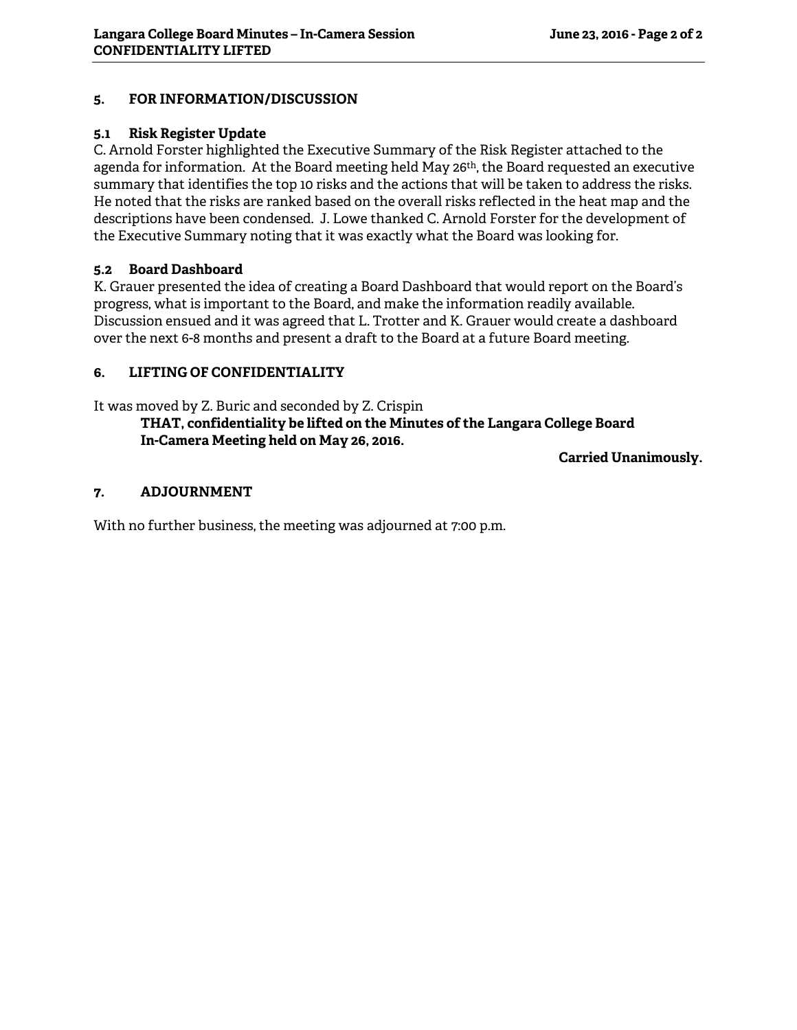## 5. FOR INFORMATION/DISCUSSION

### 5.1 Risk Register Update

C. Arnold Forster highlighted the Executive Summary of the Risk Register attached to the agenda for information. At the Board meeting held May 26th, the Board requested an executive summary that identifies the top 10 risks and the actions that will be taken to address the risks. He noted that the risks are ranked based on the overall risks reflected in the heat map and the descriptions have been condensed. J. Lowe thanked C. Arnold Forster for the development of the Executive Summary noting that it was exactly what the Board was looking for.

### 5.2 Board Dashboard

K. Grauer presented the idea of creating a Board Dashboard that would report on the Board's progress, what is important to the Board, and make the information readily available. Discussion ensued and it was agreed that L. Trotter and K. Grauer would create a dashboard over the next 6-8 months and present a draft to the Board at a future Board meeting.

## 6. LIFTING OF CONFIDENTIALITY

It was moved by Z. Buric and seconded by Z. Crispin

> **THAT, confidentiality be lifted on the Minutes of the Langara College Board In-Camera Meeting held on May 26, 2016.**

**Carried Unanimously.**

## 7. ADJOURNMENT

With no further business, the meeting was adjourned at 7:00 p.m.